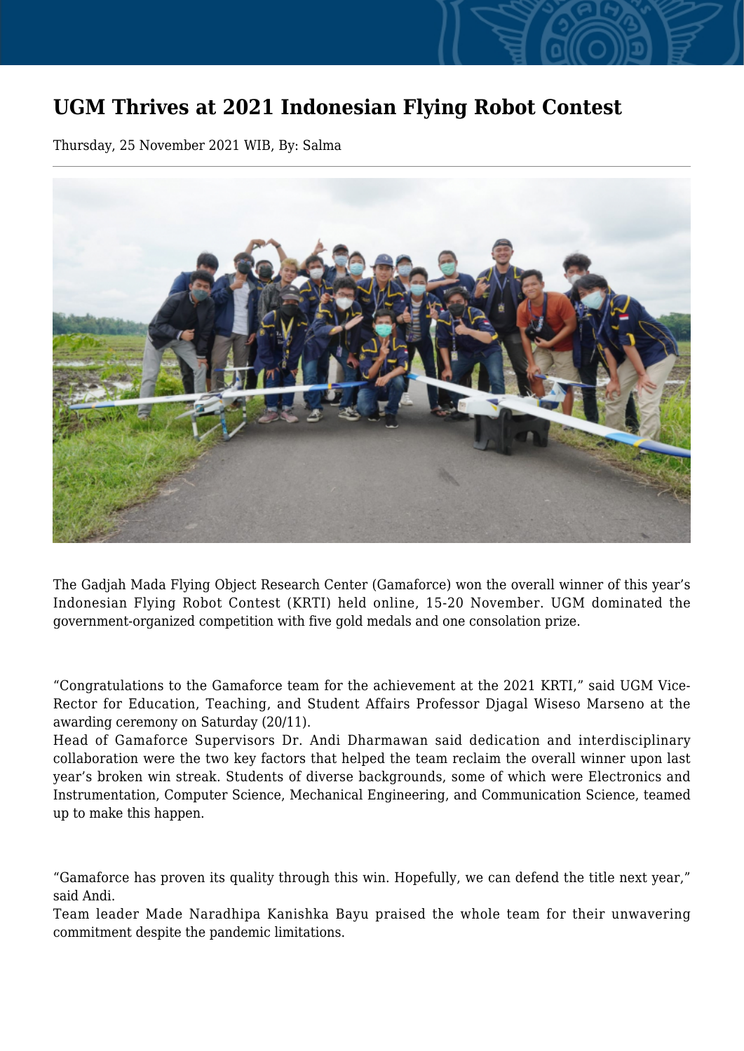# UGM Thrives at 2021 Indonesian Flying Robot Contest

Thursday, 25 November 2021 WIB, By: Salma

The Gadjah Mada Flying Object Research Center (Gamaforce) won the overall winner of this year's Indonesian Flying Robot Contest (KRTI) held online, 15-20 November. UGM dominated the government-organized competition with five gold medals and one consolation prize.

"Congratulations to the Gamaforce team for the achievement at the 2021 KRTI," said UGM Vice-Rector for Education, Teaching, and Student Affairs Professor Djagal Wiseso Marseno at the awarding ceremony on Saturday (20/11).

Head of Gamaforce Supervisors Dr. Andi Dharmawan said dedication and interdisciplinary collaboration were the two key factors that helped the team reclaim the overall winner upon last year's broken win streak. Students of diverse backgrounds, some of which were Electronics and Instrumentation, Computer Science, Mechanical Engineering, and Communication Science, teamed up to make this happen.

"Gamaforce has proven its quality through this win. Hopefully, we can defend the title next year," said Andi.

Team leader Made Naradhipa Kanishka Bayu praised the whole team for their unwavering commitment despite the pandemic limitations.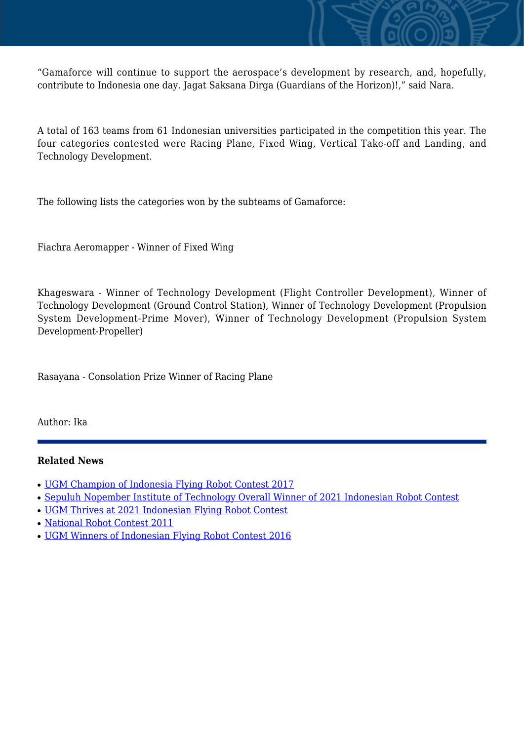“Gamaforce will continue to support the aerospace’s development by research, and, hopefully, contribute to Indonesia one day. Jagat Saksana Dirga (Guardians of the Horizon)!,” said Nara.

A total of 163 teams from 61 Indonesian universities participated in the competition this year. The four categories contested were Racing Plane, Fixed Wing, Vertical Take-off and Landing, and Technology Development.

The following lists the categories won by the subteams of Gamaforce:

Fiachra Aeromapper - Winner of Fixed Wing

Khageswara - Winner of Technology Development (Flight Controller Development), Winner of Technology Development (Ground Control Station), Winner of Technology Development (Propulsion System Development-Prime Mover), Winner of Technology Development (Propulsion System Development-Propeller)

Rasayana - Consolation Prize Winner of Racing Plane

Author: Ika

---

**Related News**

- UGM Champion of Indonesia Flying Robot Contest 2017
- Sepuluh Nopember Institute of Technology Overall Winner of 2021 Indonesian Robot Contest
- UGM Thrives at 2021 Indonesian Flying Robot Contest
- National Robot Contest 2011
- UGM Winners of Indonesian Flying Robot Contest 2016